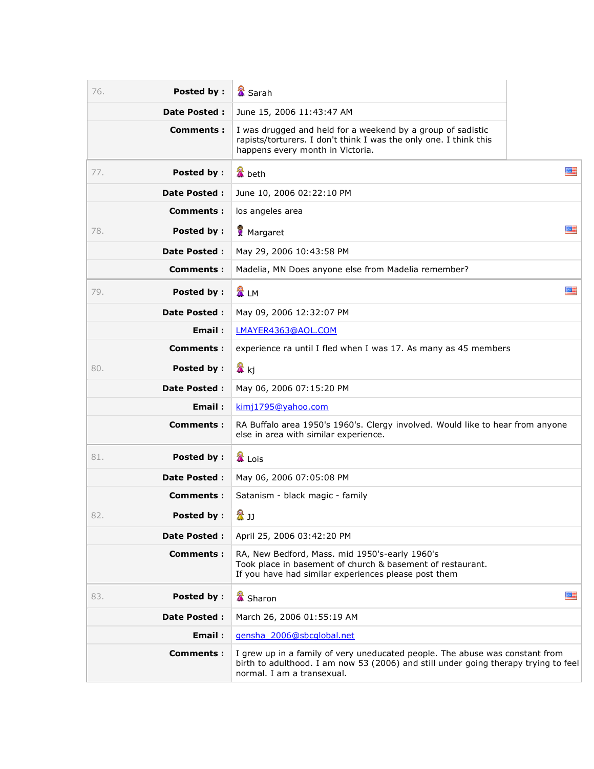| | | |
|---|---|---|
| 76. | **Posted by :** | Sarah |
| | **Date Posted :** | June 15, 2006 11:43:47 AM |
| | **Comments :** | I was drugged and held for a weekend by a group of sadistic rapists/torturers. I don't think I was the only one. I think this happens every month in Victoria. |

| | | |
|---|---|---|
| 77. | **Posted by :** | beth |
| | **Date Posted :** | June 10, 2006 02:22:10 PM |
| | **Comments :** | los angeles area |
| 78. | **Posted by :** | Margaret |
| | **Date Posted :** | May 29, 2006 10:43:58 PM |
| | **Comments :** | Madelia, MN Does anyone else from Madelia remember? |
| 79. | **Posted by :** | LM |
| | **Date Posted :** | May 09, 2006 12:32:07 PM |
| | **Email :** | LMAYER4363@AOL.COM |
| | **Comments :** | experience ra until I fled when I was 17. As many as 45 members |
| 80. | **Posted by :** | kj |
| | **Date Posted :** | May 06, 2006 07:15:20 PM |
| | **Email :** | kimj1795@yahoo.com |
| | **Comments :** | RA Buffalo area 1950's 1960's. Clergy involved. Would like to hear from anyone else in area with similar experience. |
| 81. | **Posted by :** | Lois |
| | **Date Posted :** | May 06, 2006 07:05:08 PM |
| | **Comments :** | Satanism - black magic - family |
| 82. | **Posted by :** | JJ |
| | **Date Posted :** | April 25, 2006 03:42:20 PM |
| | **Comments :** | RA, New Bedford, Mass. mid 1950's-early 1960's<br>Took place in basement of church & basement of restaurant.<br>If you have had similar experiences please post them |
| 83. | **Posted by :** | Sharon |
| | **Date Posted :** | March 26, 2006 01:55:19 AM |
| | **Email :** | gensha_2006@sbcglobal.net |
| | **Comments :** | I grew up in a family of very uneducated people. The abuse was constant from birth to adulthood. I am now 53 (2006) and still under going therapy trying to feel normal. I am a transexual. |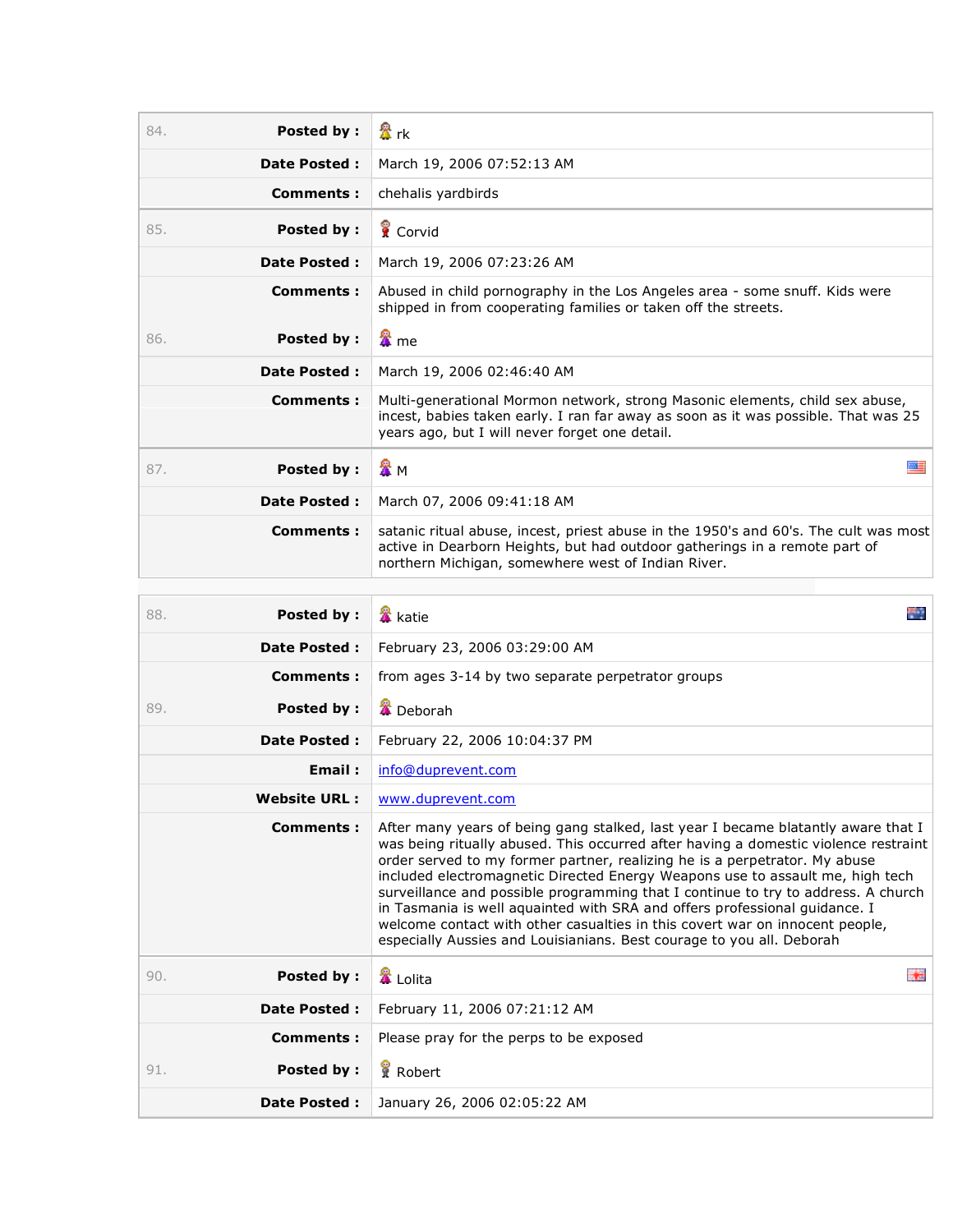| | | |
|---|---|---|
| 84. | **Posted by :** | rk |
| | **Date Posted :** | March 19, 2006 07:52:13 AM |
| | **Comments :** | chehalis yardbirds |
| 85. | **Posted by :** | Corvid |
| | **Date Posted :** | March 19, 2006 07:23:26 AM |
| | **Comments :** | Abused in child pornography in the Los Angeles area - some snuff. Kids were shipped in from cooperating families or taken off the streets. |
| 86. | **Posted by :** | me |
| | **Date Posted :** | March 19, 2006 02:46:40 AM |
| | **Comments :** | Multi-generational Mormon network, strong Masonic elements, child sex abuse, incest, babies taken early. I ran far away as soon as it was possible. That was 25 years ago, but I will never forget one detail. |
| 87. | **Posted by :** | M |
| | **Date Posted :** | March 07, 2006 09:41:18 AM |
| | **Comments :** | satanic ritual abuse, incest, priest abuse in the 1950's and 60's. The cult was most active in Dearborn Heights, but had outdoor gatherings in a remote part of northern Michigan, somewhere west of Indian River. |

| | | |
|---|---|---|
| 88. | **Posted by :** | katie |
| | **Date Posted :** | February 23, 2006 03:29:00 AM |
| | **Comments :** | from ages 3-14 by two separate perpetrator groups |
| 89. | **Posted by :** | Deborah |
| | **Date Posted :** | February 22, 2006 10:04:37 PM |
| | **Email :** | info@duprevent.com |
| | **Website URL :** | www.duprevent.com |
| | **Comments :** | After many years of being gang stalked, last year I became blatantly aware that I was being ritually abused. This occurred after having a domestic violence restraint order served to my former partner, realizing he is a perpetrator. My abuse included electromagnetic Directed Energy Weapons use to assault me, high tech surveillance and possible programming that I continue to try to address. A church in Tasmania is well aquainted with SRA and offers professional guidance. I welcome contact with other casualties in this covert war on innocent people, especially Aussies and Louisianians. Best courage to you all. Deborah |
| 90. | **Posted by :** | Lolita |
| | **Date Posted :** | February 11, 2006 07:21:12 AM |
| | **Comments :** | Please pray for the perps to be exposed |
| 91. | **Posted by :** | Robert |
| | **Date Posted :** | January 26, 2006 02:05:22 AM |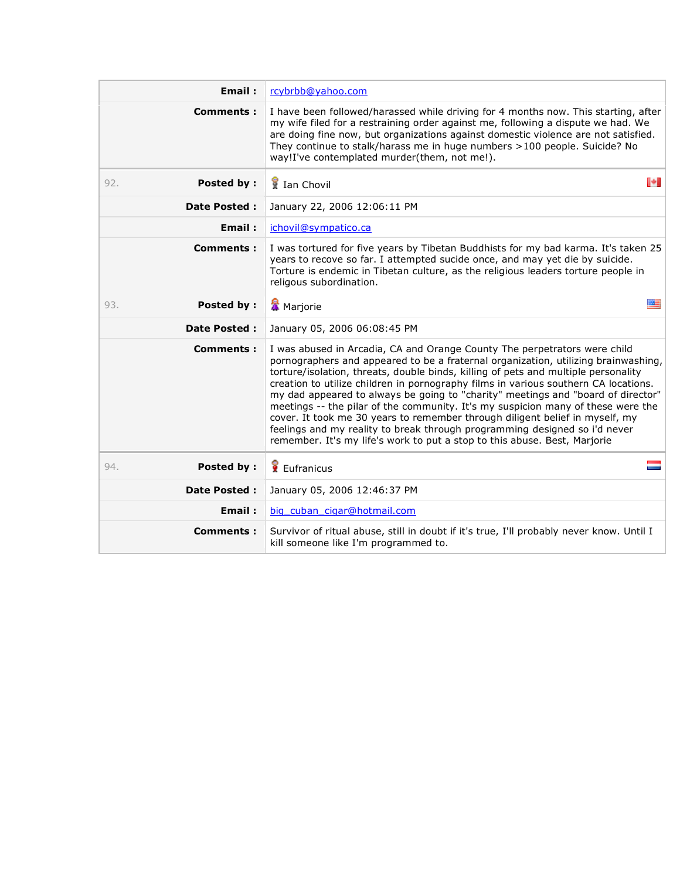| | | |
|---|---|---|
| | **Email :** | rcybrbb@yahoo.com |
| | **Comments :** | I have been followed/harassed while driving for 4 months now. This starting, after my wife filed for a restraining order against me, following a dispute we had. We are doing fine now, but organizations against domestic violence are not satisfied. They continue to stalk/harass me in huge numbers >100 people. Suicide? No way!I've contemplated murder(them, not me!). |
| 92. | **Posted by :** | Ian Chovil |
| | **Date Posted :** | January 22, 2006 12:06:11 PM |
| | **Email :** | ichovil@sympatico.ca |
| | **Comments :** | I was tortured for five years by Tibetan Buddhists for my bad karma. It's taken 25 years to recove so far. I attempted sucide once, and may yet die by suicide. Torture is endemic in Tibetan culture, as the religious leaders torture people in religous subordination. |
| 93. | **Posted by :** | Marjorie |
| | **Date Posted :** | January 05, 2006 06:08:45 PM |
| | **Comments :** | I was abused in Arcadia, CA and Orange County The perpetrators were child pornographers and appeared to be a fraternal organization, utilizing brainwashing, torture/isolation, threats, double binds, killing of pets and multiple personality creation to utilize children in pornography films in various southern CA locations. my dad appeared to always be going to "charity" meetings and "board of director" meetings -- the pilar of the community. It's my suspicion many of these were the cover. It took me 30 years to remember through diligent belief in myself, my feelings and my reality to break through programming designed so i'd never remember. It's my life's work to put a stop to this abuse. Best, Marjorie |
| 94. | **Posted by :** | Eufranicus |
| | **Date Posted :** | January 05, 2006 12:46:37 PM |
| | **Email :** | big_cuban_cigar@hotmail.com |
| | **Comments :** | Survivor of ritual abuse, still in doubt if it's true, I'll probably never know. Until I kill someone like I'm programmed to. |